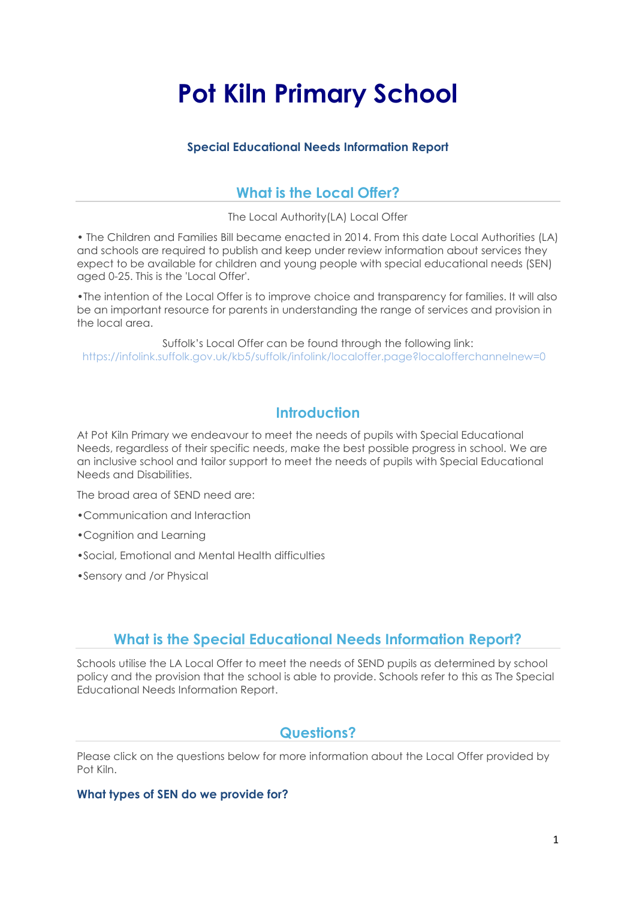# Pot Kiln Primary School

### Special Educational Needs Information Report

## What is the Local Offer?

The Local Authority(LA) Local Offer

• The Children and Families Bill became enacted in 2014. From this date Local Authorities (LA) and schools are required to publish and keep under review information about services they expect to be available for children and young people with special educational needs (SEN) aged 0-25. This is the 'Local Offer'.

•The intention of the Local Offer is to improve choice and transparency for families. It will also be an important resource for parents in understanding the range of services and provision in the local area.

Suffolk's Local Offer can be found through the following link:
https://infolink.suffolk.gov.uk/kb5/suffolk/infolink/localoffer.page?localofferchannelnew=0

## Introduction

At Pot Kiln Primary we endeavour to meet the needs of pupils with Special Educational Needs, regardless of their specific needs, make the best possible progress in school. We are an inclusive school and tailor support to meet the needs of pupils with Special Educational Needs and Disabilities.

The broad area of SEND need are:

•Communication and Interaction

•Cognition and Learning

•Social, Emotional and Mental Health difficulties

•Sensory and /or Physical

## What is the Special Educational Needs Information Report?

Schools utilise the LA Local Offer to meet the needs of SEND pupils as determined by school policy and the provision that the school is able to provide. Schools refer to this as The Special Educational Needs Information Report.

## Questions?

Please click on the questions below for more information about the Local Offer provided by Pot Kiln.

**What types of SEN do we provide for?**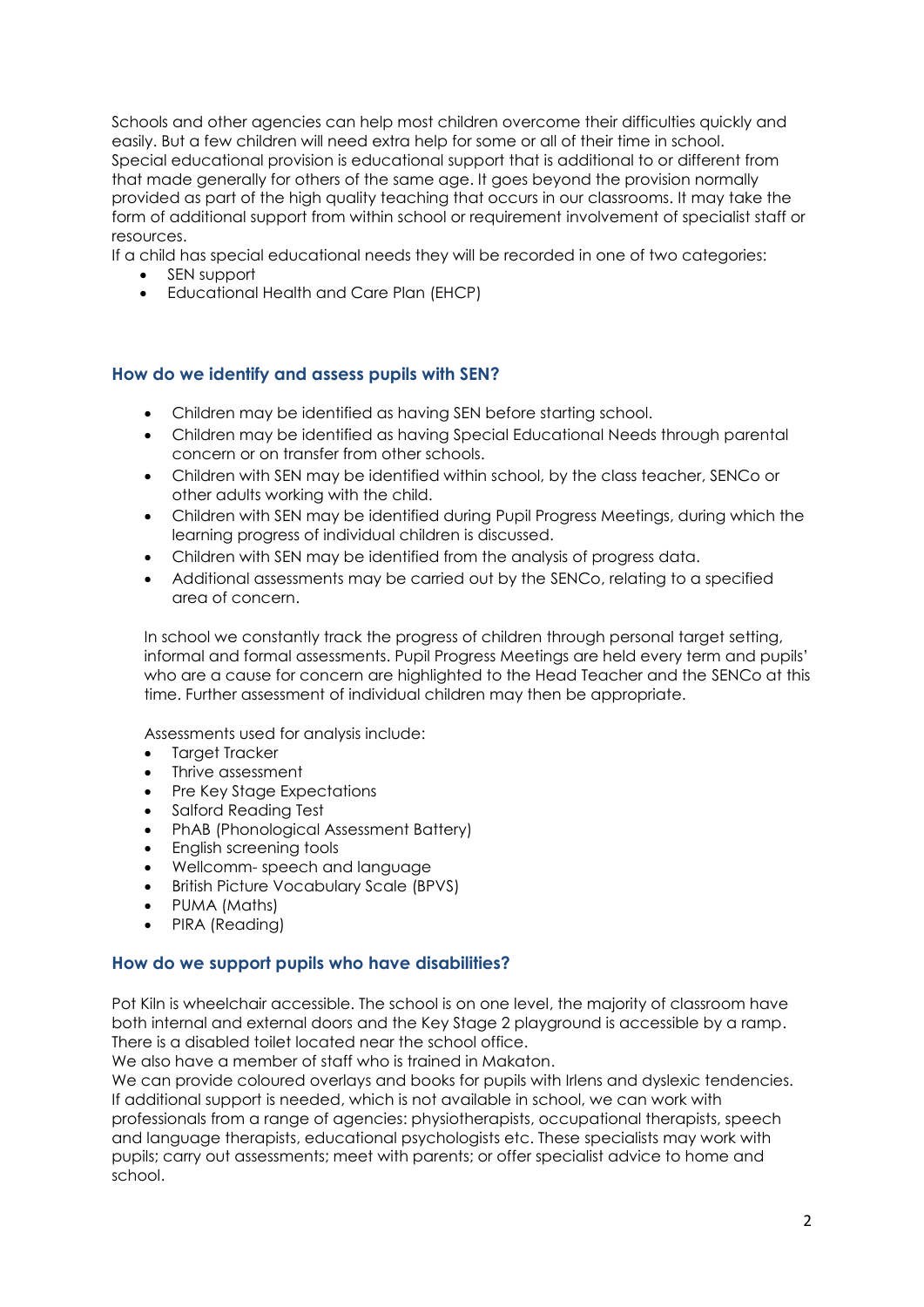Schools and other agencies can help most children overcome their difficulties quickly and easily. But a few children will need extra help for some or all of their time in school. Special educational provision is educational support that is additional to or different from that made generally for others of the same age. It goes beyond the provision normally provided as part of the high quality teaching that occurs in our classrooms. It may take the form of additional support from within school or requirement involvement of specialist staff or resources.

If a child has special educational needs they will be recorded in one of two categories:

- SEN support
- Educational Health and Care Plan (EHCP)

## How do we identify and assess pupils with SEN?

- Children may be identified as having SEN before starting school.
- Children may be identified as having Special Educational Needs through parental concern or on transfer from other schools.
- Children with SEN may be identified within school, by the class teacher, SENCo or other adults working with the child.
- Children with SEN may be identified during Pupil Progress Meetings, during which the learning progress of individual children is discussed.
- Children with SEN may be identified from the analysis of progress data.
- Additional assessments may be carried out by the SENCo, relating to a specified area of concern.

In school we constantly track the progress of children through personal target setting, informal and formal assessments. Pupil Progress Meetings are held every term and pupils' who are a cause for concern are highlighted to the Head Teacher and the SENCo at this time. Further assessment of individual children may then be appropriate.

Assessments used for analysis include:

- Target Tracker
- Thrive assessment
- Pre Key Stage Expectations
- Salford Reading Test
- PhAB (Phonological Assessment Battery)
- English screening tools
- Wellcomm- speech and language
- British Picture Vocabulary Scale (BPVS)
- PUMA (Maths)
- PIRA (Reading)

## How do we support pupils who have disabilities?

Pot Kiln is wheelchair accessible. The school is on one level, the majority of classroom have both internal and external doors and the Key Stage 2 playground is accessible by a ramp. There is a disabled toilet located near the school office.

We also have a member of staff who is trained in Makaton.

We can provide coloured overlays and books for pupils with Irlens and dyslexic tendencies. If additional support is needed, which is not available in school, we can work with professionals from a range of agencies: physiotherapists, occupational therapists, speech and language therapists, educational psychologists etc. These specialists may work with pupils; carry out assessments; meet with parents; or offer specialist advice to home and school.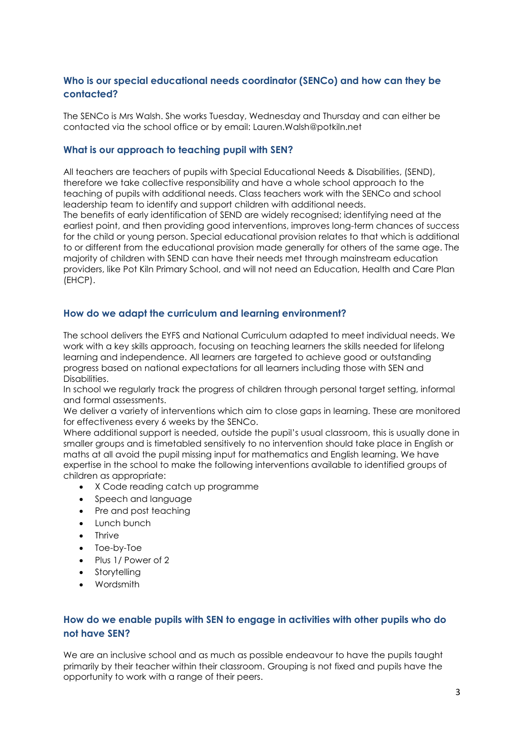### Who is our special educational needs coordinator (SENCo) and how can they be contacted?

The SENCo is Mrs Walsh. She works Tuesday, Wednesday and Thursday and can either be contacted via the school office or by email: Lauren.Walsh@potkiln.net

### What is our approach to teaching pupil with SEN?

All teachers are teachers of pupils with Special Educational Needs & Disabilities, (SEND), therefore we take collective responsibility and have a whole school approach to the teaching of pupils with additional needs. Class teachers work with the SENCo and school leadership team to identify and support children with additional needs.
The benefits of early identification of SEND are widely recognised; identifying need at the earliest point, and then providing good interventions, improves long-term chances of success for the child or young person. Special educational provision relates to that which is additional to or different from the educational provision made generally for others of the same age. The majority of children with SEND can have their needs met through mainstream education providers, like Pot Kiln Primary School, and will not need an Education, Health and Care Plan (EHCP).

### How do we adapt the curriculum and learning environment?

The school delivers the EYFS and National Curriculum adapted to meet individual needs. We work with a key skills approach, focusing on teaching learners the skills needed for lifelong learning and independence. All learners are targeted to achieve good or outstanding progress based on national expectations for all learners including those with SEN and Disabilities.
In school we regularly track the progress of children through personal target setting, informal and formal assessments.
We deliver a variety of interventions which aim to close gaps in learning. These are monitored for effectiveness every 6 weeks by the SENCo.
Where additional support is needed, outside the pupil's usual classroom, this is usually done in smaller groups and is timetabled sensitively to no intervention should take place in English or maths at all avoid the pupil missing input for mathematics and English learning. We have expertise in the school to make the following interventions available to identified groups of children as appropriate:

- X Code reading catch up programme
- Speech and language
- Pre and post teaching
- Lunch bunch
- Thrive
- Toe-by-Toe
- Plus 1/ Power of 2
- Storytelling
- Wordsmith

### How do we enable pupils with SEN to engage in activities with other pupils who do not have SEN?

We are an inclusive school and as much as possible endeavour to have the pupils taught primarily by their teacher within their classroom. Grouping is not fixed and pupils have the opportunity to work with a range of their peers.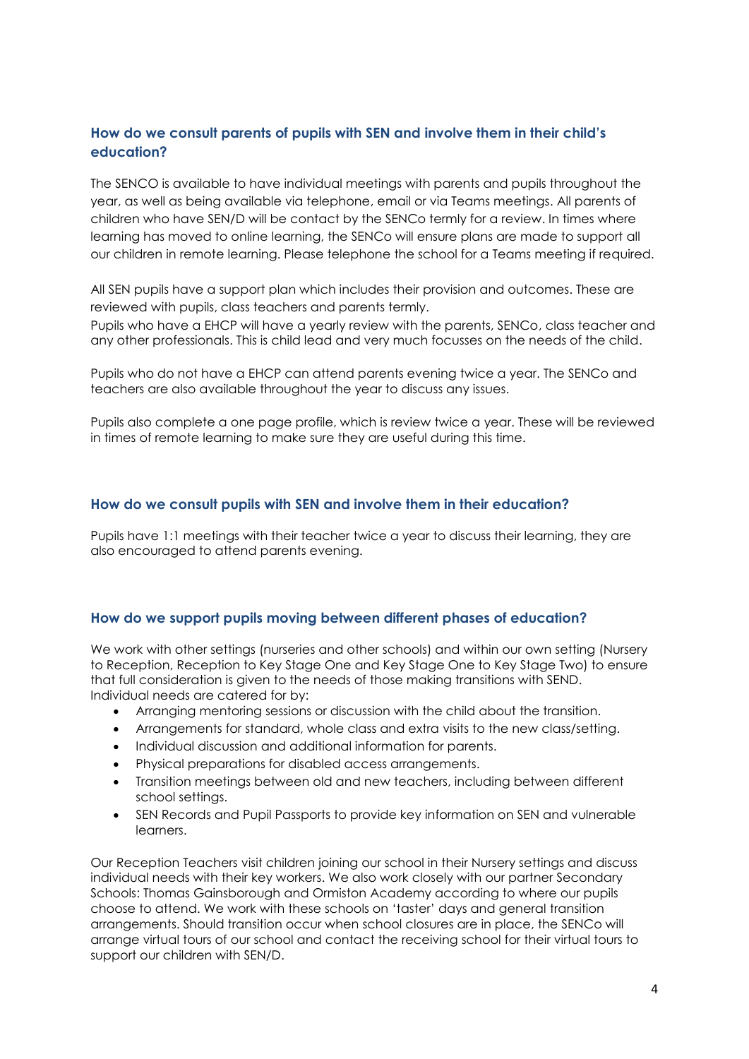## How do we consult parents of pupils with SEN and involve them in their child's education?

The SENCO is available to have individual meetings with parents and pupils throughout the year, as well as being available via telephone, email or via Teams meetings. All parents of children who have SEN/D will be contact by the SENCo termly for a review. In times where learning has moved to online learning, the SENCo will ensure plans are made to support all our children in remote learning. Please telephone the school for a Teams meeting if required.

All SEN pupils have a support plan which includes their provision and outcomes. These are reviewed with pupils, class teachers and parents termly.
Pupils who have a EHCP will have a yearly review with the parents, SENCo, class teacher and any other professionals. This is child lead and very much focusses on the needs of the child.

Pupils who do not have a EHCP can attend parents evening twice a year. The SENCo and teachers are also available throughout the year to discuss any issues.

Pupils also complete a one page profile, which is review twice a year. These will be reviewed in times of remote learning to make sure they are useful during this time.

## How do we consult pupils with SEN and involve them in their education?

Pupils have 1:1 meetings with their teacher twice a year to discuss their learning, they are also encouraged to attend parents evening.

## How do we support pupils moving between different phases of education?

We work with other settings (nurseries and other schools) and within our own setting (Nursery to Reception, Reception to Key Stage One and Key Stage One to Key Stage Two) to ensure that full consideration is given to the needs of those making transitions with SEND. Individual needs are catered for by:

- Arranging mentoring sessions or discussion with the child about the transition.
- Arrangements for standard, whole class and extra visits to the new class/setting.
- Individual discussion and additional information for parents.
- Physical preparations for disabled access arrangements.
- Transition meetings between old and new teachers, including between different school settings.
- SEN Records and Pupil Passports to provide key information on SEN and vulnerable learners.

Our Reception Teachers visit children joining our school in their Nursery settings and discuss individual needs with their key workers. We also work closely with our partner Secondary Schools: Thomas Gainsborough and Ormiston Academy according to where our pupils choose to attend. We work with these schools on 'taster' days and general transition arrangements. Should transition occur when school closures are in place, the SENCo will arrange virtual tours of our school and contact the receiving school for their virtual tours to support our children with SEN/D.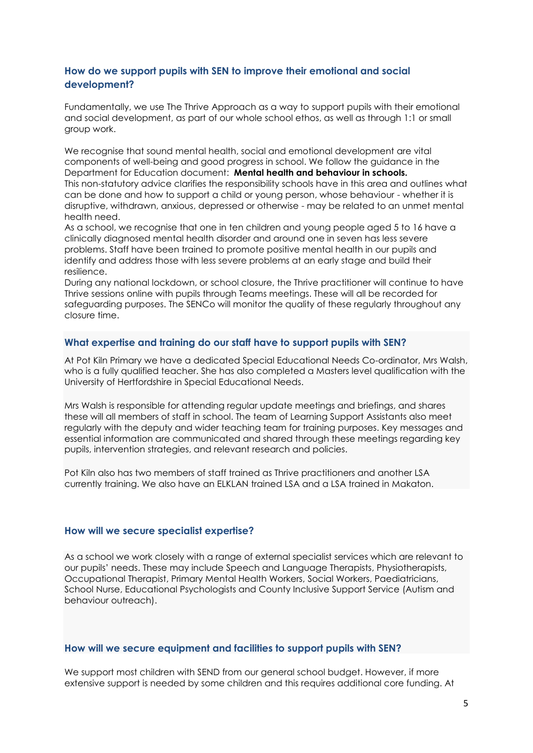### How do we support pupils with SEN to improve their emotional and social development?

Fundamentally, we use The Thrive Approach as a way to support pupils with their emotional and social development, as part of our whole school ethos, as well as through 1:1 or small group work.

We recognise that sound mental health, social and emotional development are vital components of well-being and good progress in school. We follow the guidance in the Department for Education document: **Mental health and behaviour in schools.**
This non-statutory advice clarifies the responsibility schools have in this area and outlines what can be done and how to support a child or young person, whose behaviour - whether it is disruptive, withdrawn, anxious, depressed or otherwise - may be related to an unmet mental health need.
As a school, we recognise that one in ten children and young people aged 5 to 16 have a clinically diagnosed mental health disorder and around one in seven has less severe problems. Staff have been trained to promote positive mental health in our pupils and identify and address those with less severe problems at an early stage and build their resilience.
During any national lockdown, or school closure, the Thrive practitioner will continue to have Thrive sessions online with pupils through Teams meetings. These will all be recorded for safeguarding purposes. The SENCo will monitor the quality of these regularly throughout any closure time.

### What expertise and training do our staff have to support pupils with SEN?

At Pot Kiln Primary we have a dedicated Special Educational Needs Co-ordinator, Mrs Walsh, who is a fully qualified teacher. She has also completed a Masters level qualification with the University of Hertfordshire in Special Educational Needs.

Mrs Walsh is responsible for attending regular update meetings and briefings, and shares these will all members of staff in school. The team of Learning Support Assistants also meet regularly with the deputy and wider teaching team for training purposes. Key messages and essential information are communicated and shared through these meetings regarding key pupils, intervention strategies, and relevant research and policies.

Pot Kiln also has two members of staff trained as Thrive practitioners and another LSA currently training. We also have an ELKLAN trained LSA and a LSA trained in Makaton.

### How will we secure specialist expertise?

As a school we work closely with a range of external specialist services which are relevant to our pupils' needs. These may include Speech and Language Therapists, Physiotherapists, Occupational Therapist, Primary Mental Health Workers, Social Workers, Paediatricians, School Nurse, Educational Psychologists and County Inclusive Support Service (Autism and behaviour outreach).

### How will we secure equipment and facilities to support pupils with SEN?

We support most children with SEND from our general school budget. However, if more extensive support is needed by some children and this requires additional core funding. At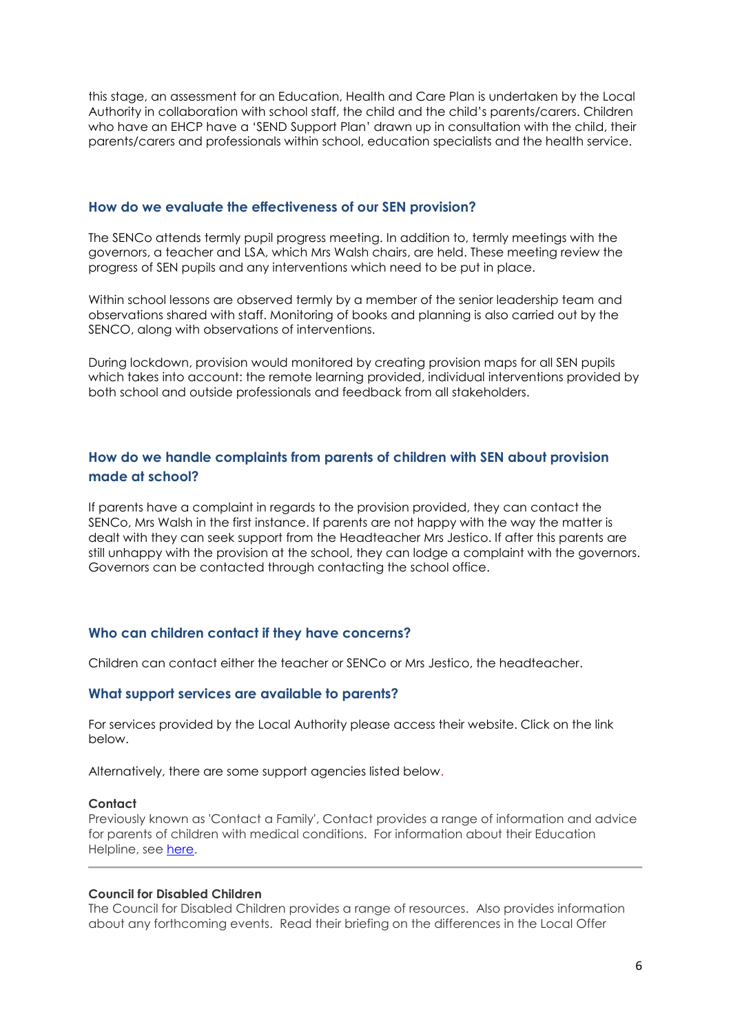this stage, an assessment for an Education, Health and Care Plan is undertaken by the Local Authority in collaboration with school staff, the child and the child's parents/carers. Children who have an EHCP have a 'SEND Support Plan' drawn up in consultation with the child, their parents/carers and professionals within school, education specialists and the health service.

### How do we evaluate the effectiveness of our SEN provision?

The SENCo attends termly pupil progress meeting. In addition to, termly meetings with the governors, a teacher and LSA, which Mrs Walsh chairs, are held. These meeting review the progress of SEN pupils and any interventions which need to be put in place.

Within school lessons are observed termly by a member of the senior leadership team and observations shared with staff. Monitoring of books and planning is also carried out by the SENCO, along with observations of interventions.

During lockdown, provision would monitored by creating provision maps for all SEN pupils which takes into account: the remote learning provided, individual interventions provided by both school and outside professionals and feedback from all stakeholders.

### How do we handle complaints from parents of children with SEN about provision made at school?

If parents have a complaint in regards to the provision provided, they can contact the SENCo, Mrs Walsh in the first instance. If parents are not happy with the way the matter is dealt with they can seek support from the Headteacher Mrs Jestico. If after this parents are still unhappy with the provision at the school, they can lodge a complaint with the governors. Governors can be contacted through contacting the school office.

### Who can children contact if they have concerns?

Children can contact either the teacher or SENCo or Mrs Jestico, the headteacher.

### What support services are available to parents?

For services provided by the Local Authority please access their website. Click on the link below.

Alternatively, there are some support agencies listed below.

**Contact**
Previously known as 'Contact a Family', Contact provides a range of information and advice for parents of children with medical conditions. For information about their Education Helpline, see [here](here).

---

**Council for Disabled Children**
The Council for Disabled Children provides a range of resources. Also provides information about any forthcoming events. Read their briefing on the differences in the Local Offer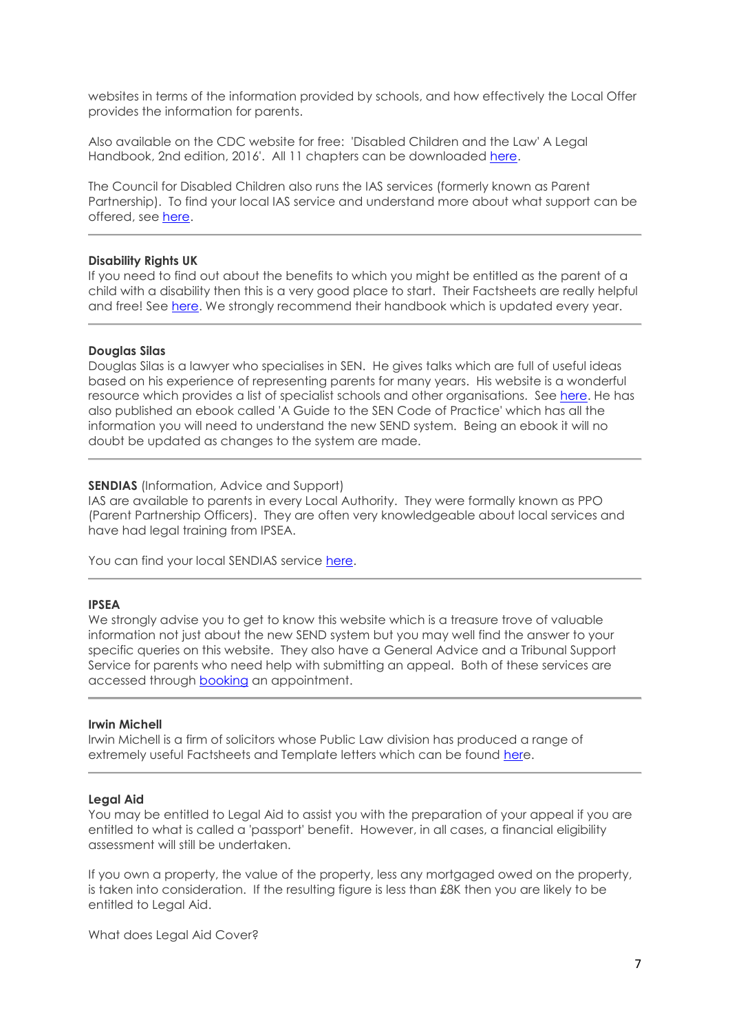websites in terms of the information provided by schools, and how effectively the Local Offer provides the information for parents.

Also available on the CDC website for free: 'Disabled Children and the Law' A Legal Handbook, 2nd edition, 2016'. All 11 chapters can be downloaded here.

The Council for Disabled Children also runs the IAS services (formerly known as Parent Partnership). To find your local IAS service and understand more about what support can be offered, see here.

---

**Disability Rights UK**
If you need to find out about the benefits to which you might be entitled as the parent of a child with a disability then this is a very good place to start. Their Factsheets are really helpful and free! See here. We strongly recommend their handbook which is updated every year.

---

**Douglas Silas**
Douglas Silas is a lawyer who specialises in SEN. He gives talks which are full of useful ideas based on his experience of representing parents for many years. His website is a wonderful resource which provides a list of specialist schools and other organisations. See here. He has also published an ebook called 'A Guide to the SEN Code of Practice' which has all the information you will need to understand the new SEND system. Being an ebook it will no doubt be updated as changes to the system are made.

---

**SENDIAS** (Information, Advice and Support)
IAS are available to parents in every Local Authority. They were formally known as PPO (Parent Partnership Officers). They are often very knowledgeable about local services and have had legal training from IPSEA.

You can find your local SENDIAS service here.

---

**IPSEA**
We strongly advise you to get to know this website which is a treasure trove of valuable information not just about the new SEND system but you may well find the answer to your specific queries on this website. They also have a General Advice and a Tribunal Support Service for parents who need help with submitting an appeal. Both of these services are accessed through booking an appointment.

---

**Irwin Michell**
Irwin Michell is a firm of solicitors whose Public Law division has produced a range of extremely useful Factsheets and Template letters which can be found here.

---

**Legal Aid**
You may be entitled to Legal Aid to assist you with the preparation of your appeal if you are entitled to what is called a 'passport' benefit. However, in all cases, a financial eligibility assessment will still be undertaken.

If you own a property, the value of the property, less any mortgaged owed on the property, is taken into consideration. If the resulting figure is less than £8K then you are likely to be entitled to Legal Aid.

What does Legal Aid Cover?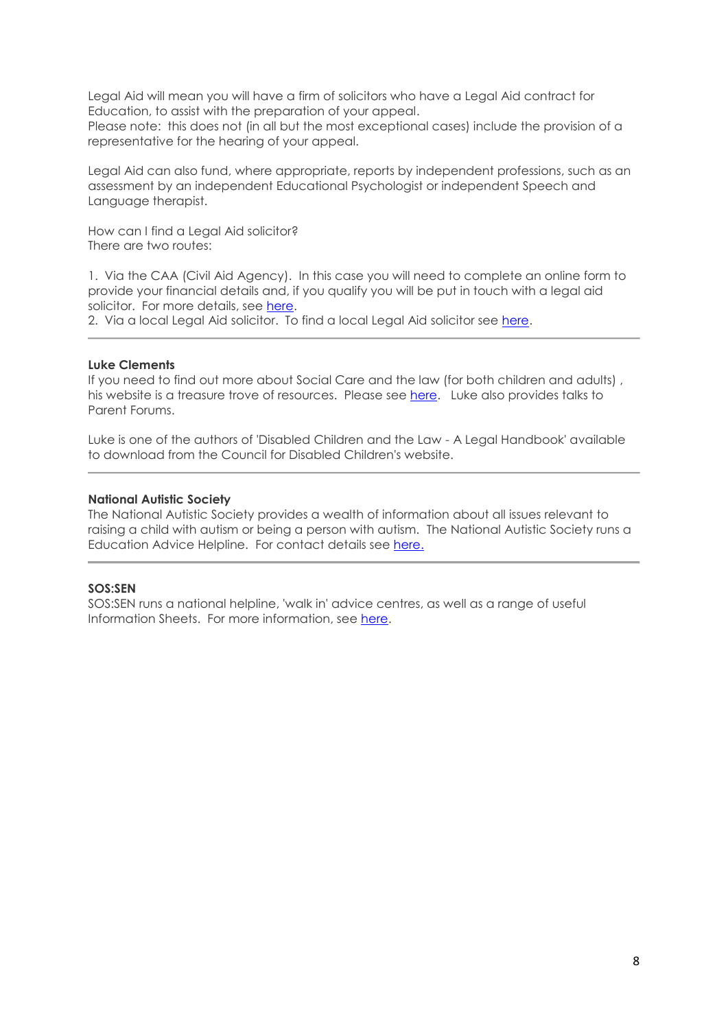Legal Aid will mean you will have a firm of solicitors who have a Legal Aid contract for Education, to assist with the preparation of your appeal.
Please note: this does not (in all but the most exceptional cases) include the provision of a representative for the hearing of your appeal.

Legal Aid can also fund, where appropriate, reports by independent professions, such as an assessment by an independent Educational Psychologist or independent Speech and Language therapist.

How can I find a Legal Aid solicitor?
There are two routes:

1. Via the CAA (Civil Aid Agency). In this case you will need to complete an online form to provide your financial details and, if you qualify you will be put in touch with a legal aid solicitor. For more details, see here.
2. Via a local Legal Aid solicitor. To find a local Legal Aid solicitor see here.

---

**Luke Clements**
If you need to find out more about Social Care and the law (for both children and adults) , his website is a treasure trove of resources. Please see here. Luke also provides talks to Parent Forums.

Luke is one of the authors of 'Disabled Children and the Law - A Legal Handbook' available to download from the Council for Disabled Children's website.

---

**National Autistic Society**
The National Autistic Society provides a wealth of information about all issues relevant to raising a child with autism or being a person with autism. The National Autistic Society runs a Education Advice Helpline. For contact details see here.

---

**SOS:SEN**
SOS:SEN runs a national helpline, 'walk in' advice centres, as well as a range of useful Information Sheets. For more information, see here.